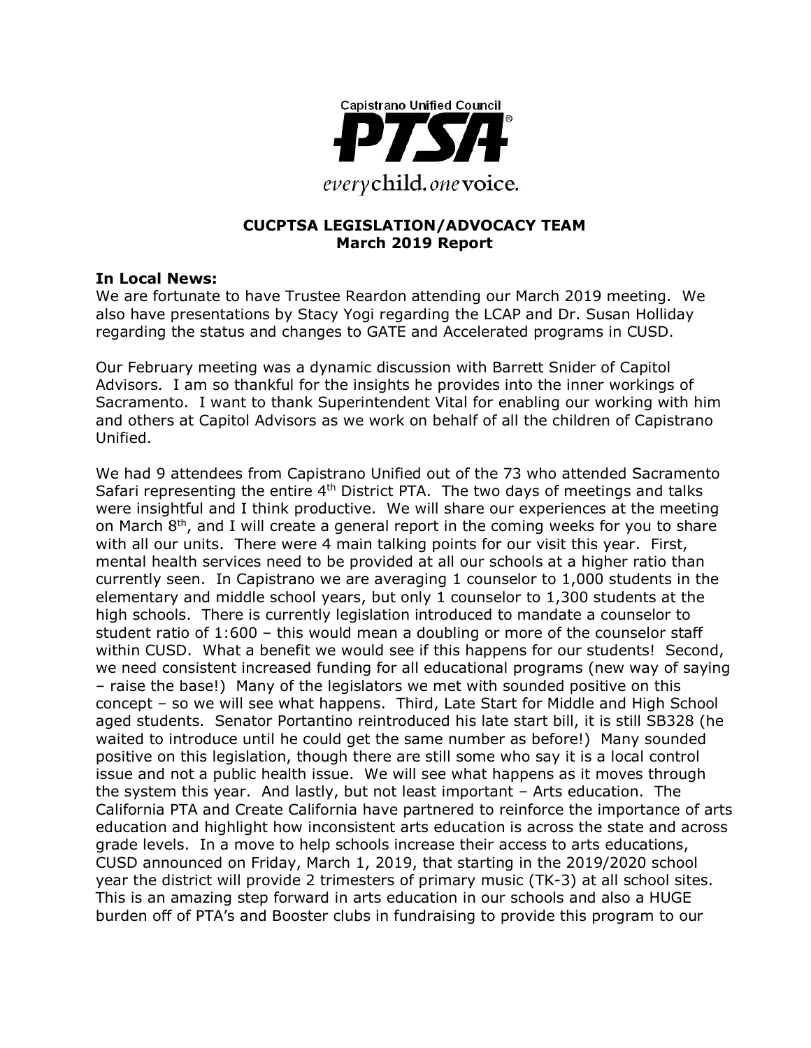Capistrano Unified Council

PTSA

*every* child. *one* voice.

# CUCPTSA LEGISLATION/ADVOCACY TEAM
## March 2019 Report

### In Local News:

We are fortunate to have Trustee Reardon attending our March 2019 meeting. We also have presentations by Stacy Yogi regarding the LCAP and Dr. Susan Holliday regarding the status and changes to GATE and Accelerated programs in CUSD.

Our February meeting was a dynamic discussion with Barrett Snider of Capitol Advisors. I am so thankful for the insights he provides into the inner workings of Sacramento. I want to thank Superintendent Vital for enabling our working with him and others at Capitol Advisors as we work on behalf of all the children of Capistrano Unified.

We had 9 attendees from Capistrano Unified out of the 73 who attended Sacramento Safari representing the entire 4th District PTA. The two days of meetings and talks were insightful and I think productive. We will share our experiences at the meeting on March 8th, and I will create a general report in the coming weeks for you to share with all our units. There were 4 main talking points for our visit this year. First, mental health services need to be provided at all our schools at a higher ratio than currently seen. In Capistrano we are averaging 1 counselor to 1,000 students in the elementary and middle school years, but only 1 counselor to 1,300 students at the high schools. There is currently legislation introduced to mandate a counselor to student ratio of 1:600 – this would mean a doubling or more of the counselor staff within CUSD. What a benefit we would see if this happens for our students! Second, we need consistent increased funding for all educational programs (new way of saying – raise the base!) Many of the legislators we met with sounded positive on this concept – so we will see what happens. Third, Late Start for Middle and High School aged students. Senator Portantino reintroduced his late start bill, it is still SB328 (he waited to introduce until he could get the same number as before!) Many sounded positive on this legislation, though there are still some who say it is a local control issue and not a public health issue. We will see what happens as it moves through the system this year. And lastly, but not least important – Arts education. The California PTA and Create California have partnered to reinforce the importance of arts education and highlight how inconsistent arts education is across the state and across grade levels. In a move to help schools increase their access to arts educations, CUSD announced on Friday, March 1, 2019, that starting in the 2019/2020 school year the district will provide 2 trimesters of primary music (TK-3) at all school sites. This is an amazing step forward in arts education in our schools and also a HUGE burden off of PTA's and Booster clubs in fundraising to provide this program to our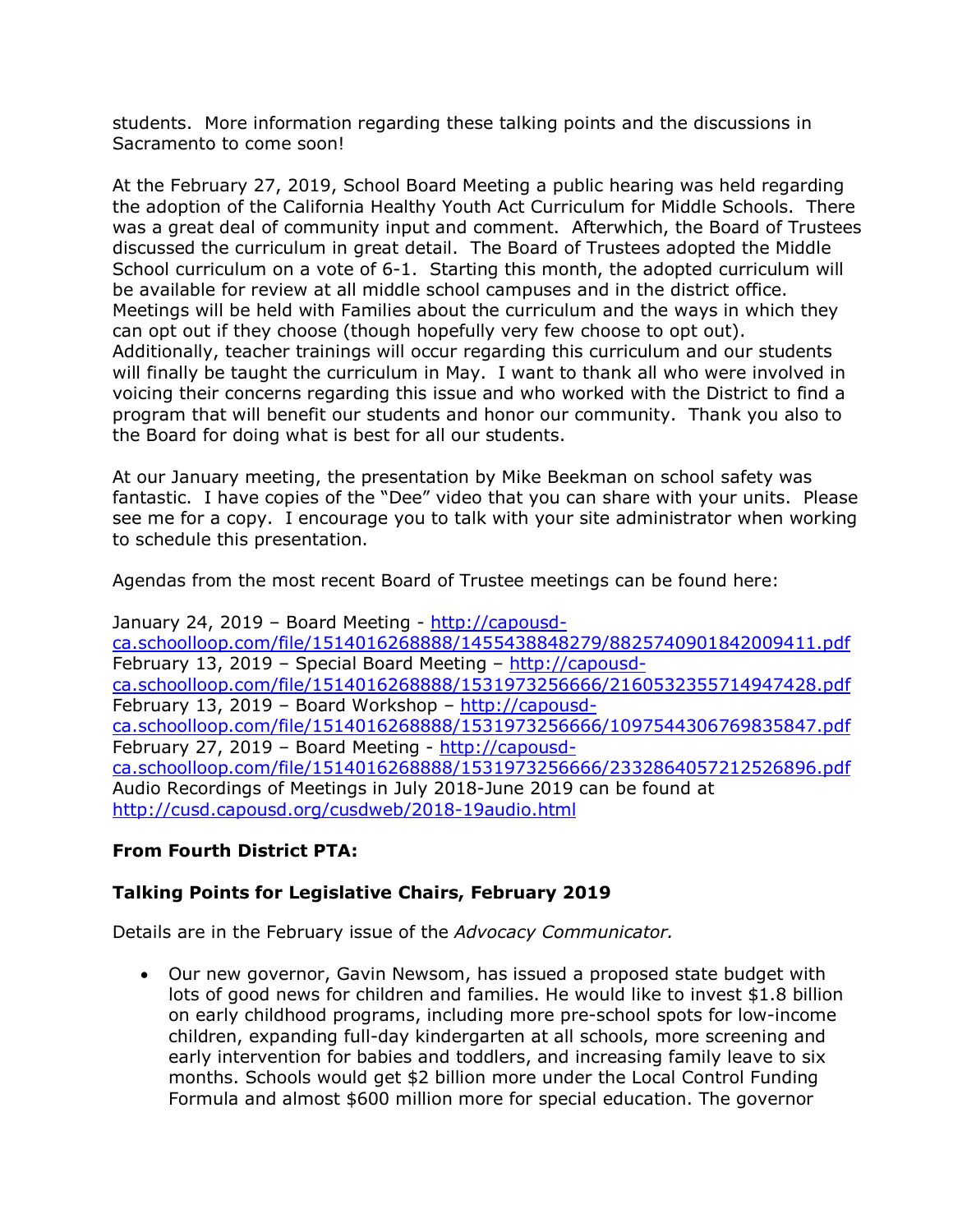students. More information regarding these talking points and the discussions in Sacramento to come soon!

At the February 27, 2019, School Board Meeting a public hearing was held regarding the adoption of the California Healthy Youth Act Curriculum for Middle Schools. There was a great deal of community input and comment. Afterwhich, the Board of Trustees discussed the curriculum in great detail. The Board of Trustees adopted the Middle School curriculum on a vote of 6-1. Starting this month, the adopted curriculum will be available for review at all middle school campuses and in the district office. Meetings will be held with Families about the curriculum and the ways in which they can opt out if they choose (though hopefully very few choose to opt out). Additionally, teacher trainings will occur regarding this curriculum and our students will finally be taught the curriculum in May. I want to thank all who were involved in voicing their concerns regarding this issue and who worked with the District to find a program that will benefit our students and honor our community. Thank you also to the Board for doing what is best for all our students.

At our January meeting, the presentation by Mike Beekman on school safety was fantastic. I have copies of the "Dee" video that you can share with your units. Please see me for a copy. I encourage you to talk with your site administrator when working to schedule this presentation.

Agendas from the most recent Board of Trustee meetings can be found here:

January 24, 2019 – Board Meeting - http://capousd-ca.schoolloop.com/file/1514016268888/1455438848279/8825740901842009411.pdf
February 13, 2019 – Special Board Meeting – http://capousd-ca.schoolloop.com/file/1514016268888/1531973256666/2160532355714947428.pdf
February 13, 2019 – Board Workshop – http://capousd-ca.schoolloop.com/file/1514016268888/1531973256666/1097544306769835847.pdf
February 27, 2019 – Board Meeting - http://capousd-ca.schoolloop.com/file/1514016268888/1531973256666/2332864057212526896.pdf
Audio Recordings of Meetings in July 2018-June 2019 can be found at http://cusd.capousd.org/cusdweb/2018-19audio.html

**From Fourth District PTA:**

**Talking Points for Legislative Chairs, February 2019**

Details are in the February issue of the *Advocacy Communicator.*

- Our new governor, Gavin Newsom, has issued a proposed state budget with lots of good news for children and families. He would like to invest $1.8 billion on early childhood programs, including more pre-school spots for low-income children, expanding full-day kindergarten at all schools, more screening and early intervention for babies and toddlers, and increasing family leave to six months. Schools would get $2 billion more under the Local Control Funding Formula and almost $600 million more for special education. The governor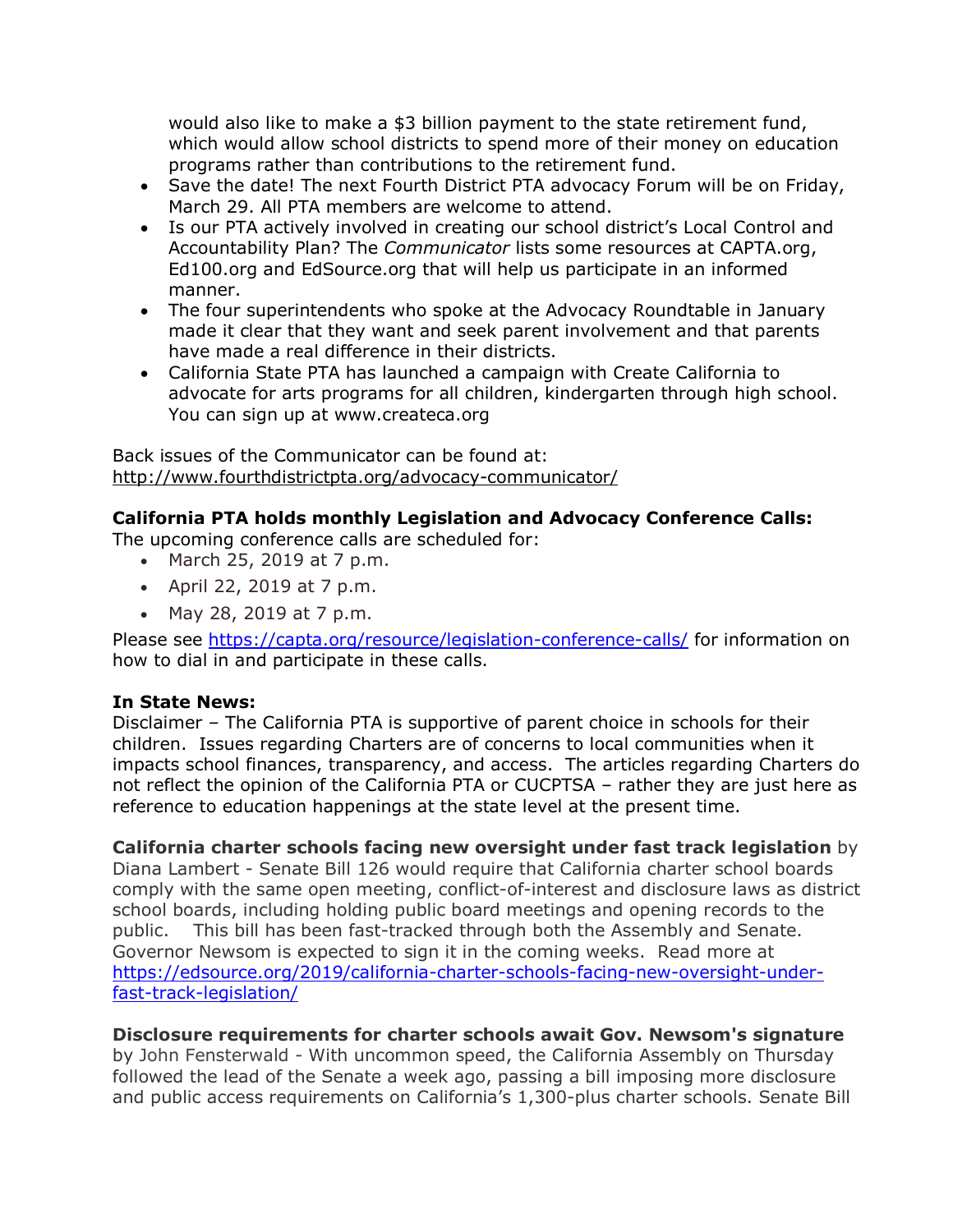would also like to make a $3 billion payment to the state retirement fund, which would allow school districts to spend more of their money on education programs rather than contributions to the retirement fund.

- Save the date! The next Fourth District PTA advocacy Forum will be on Friday, March 29. All PTA members are welcome to attend.
- Is our PTA actively involved in creating our school district's Local Control and Accountability Plan? The *Communicator* lists some resources at CAPTA.org, Ed100.org and EdSource.org that will help us participate in an informed manner.
- The four superintendents who spoke at the Advocacy Roundtable in January made it clear that they want and seek parent involvement and that parents have made a real difference in their districts.
- California State PTA has launched a campaign with Create California to advocate for arts programs for all children, kindergarten through high school. You can sign up at www.createca.org

Back issues of the Communicator can be found at: [http://www.fourthdistrictpta.org/advocacy-communicator/](http://www.fourthdistrictpta.org/advocacy-communicator/)

**California PTA holds monthly Legislation and Advocacy Conference Calls:**
The upcoming conference calls are scheduled for:

- March 25, 2019 at 7 p.m.
- April 22, 2019 at 7 p.m.
- May 28, 2019 at 7 p.m.

Please see [https://capta.org/resource/legislation-conference-calls/](https://capta.org/resource/legislation-conference-calls/) for information on how to dial in and participate in these calls.

**In State News:**
Disclaimer – The California PTA is supportive of parent choice in schools for their children. Issues regarding Charters are of concerns to local communities when it impacts school finances, transparency, and access. The articles regarding Charters do not reflect the opinion of the California PTA or CUCPTSA – rather they are just here as reference to education happenings at the state level at the present time.

**California charter schools facing new oversight under fast track legislation** by Diana Lambert - Senate Bill 126 would require that California charter school boards comply with the same open meeting, conflict-of-interest and disclosure laws as district school boards, including holding public board meetings and opening records to the public. This bill has been fast-tracked through both the Assembly and Senate. Governor Newsom is expected to sign it in the coming weeks. Read more at [https://edsource.org/2019/california-charter-schools-facing-new-oversight-under-fast-track-legislation/](https://edsource.org/2019/california-charter-schools-facing-new-oversight-under-fast-track-legislation/)

**Disclosure requirements for charter schools await Gov. Newsom's signature** by John Fensterwald - With uncommon speed, the California Assembly on Thursday followed the lead of the Senate a week ago, passing a bill imposing more disclosure and public access requirements on California's 1,300-plus charter schools. Senate Bill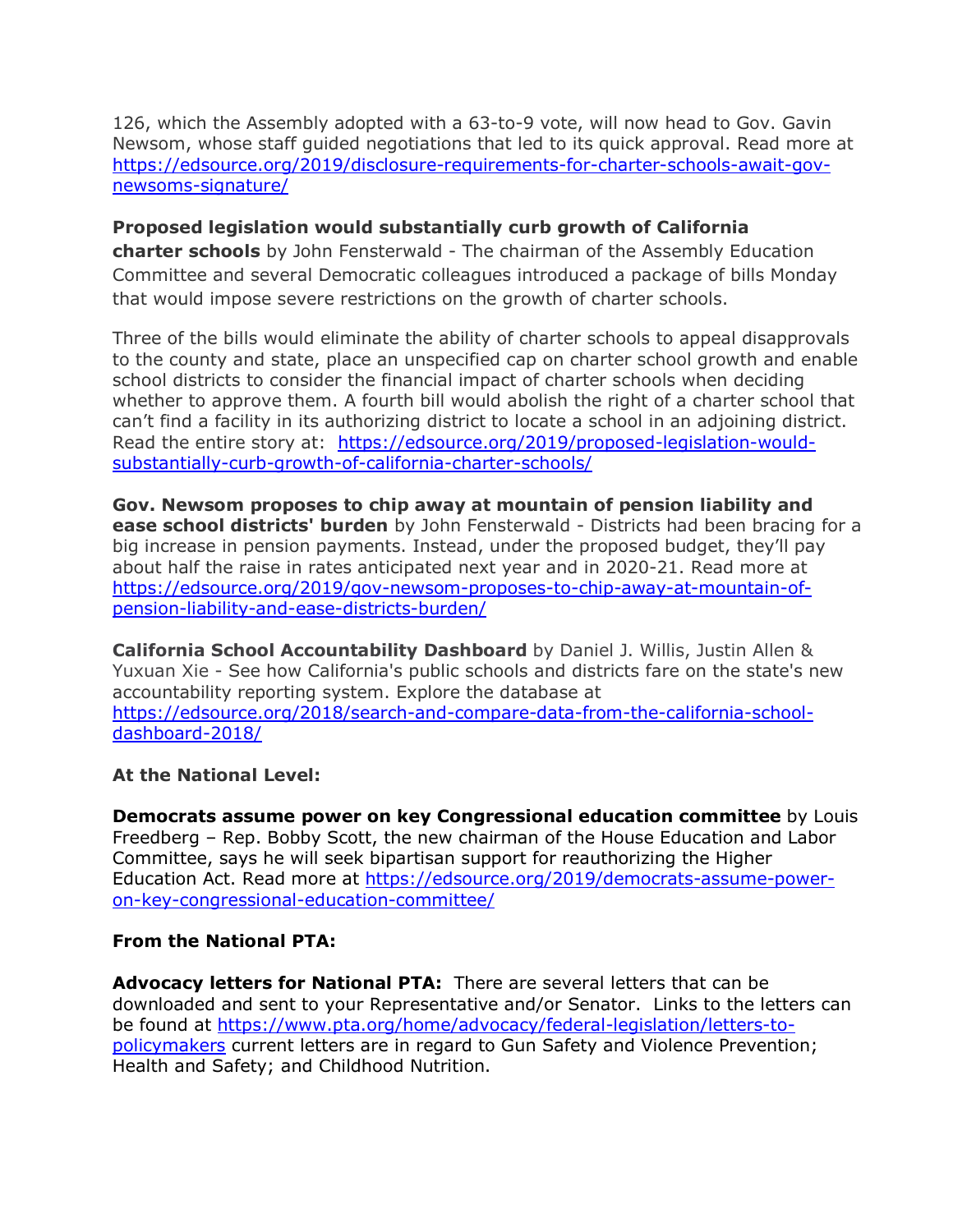126, which the Assembly adopted with a 63-to-9 vote, will now head to Gov. Gavin Newsom, whose staff guided negotiations that led to its quick approval. Read more at https://edsource.org/2019/disclosure-requirements-for-charter-schools-await-gov-newsoms-signature/

**Proposed legislation would substantially curb growth of California charter schools** by John Fensterwald - The chairman of the Assembly Education Committee and several Democratic colleagues introduced a package of bills Monday that would impose severe restrictions on the growth of charter schools.

Three of the bills would eliminate the ability of charter schools to appeal disapprovals to the county and state, place an unspecified cap on charter school growth and enable school districts to consider the financial impact of charter schools when deciding whether to approve them. A fourth bill would abolish the right of a charter school that can't find a facility in its authorizing district to locate a school in an adjoining district. Read the entire story at: https://edsource.org/2019/proposed-legislation-would-substantially-curb-growth-of-california-charter-schools/

**Gov. Newsom proposes to chip away at mountain of pension liability and ease school districts' burden** by John Fensterwald - Districts had been bracing for a big increase in pension payments. Instead, under the proposed budget, they'll pay about half the raise in rates anticipated next year and in 2020-21. Read more at https://edsource.org/2019/gov-newsom-proposes-to-chip-away-at-mountain-of-pension-liability-and-ease-districts-burden/

**California School Accountability Dashboard** by Daniel J. Willis, Justin Allen & Yuxuan Xie - See how California's public schools and districts fare on the state's new accountability reporting system. Explore the database at https://edsource.org/2018/search-and-compare-data-from-the-california-school-dashboard-2018/

**At the National Level:**

**Democrats assume power on key Congressional education committee** by Louis Freedberg – Rep. Bobby Scott, the new chairman of the House Education and Labor Committee, says he will seek bipartisan support for reauthorizing the Higher Education Act. Read more at https://edsource.org/2019/democrats-assume-power-on-key-congressional-education-committee/

**From the National PTA:**

**Advocacy letters for National PTA:** There are several letters that can be downloaded and sent to your Representative and/or Senator. Links to the letters can be found at https://www.pta.org/home/advocacy/federal-legislation/letters-to-policymakers current letters are in regard to Gun Safety and Violence Prevention; Health and Safety; and Childhood Nutrition.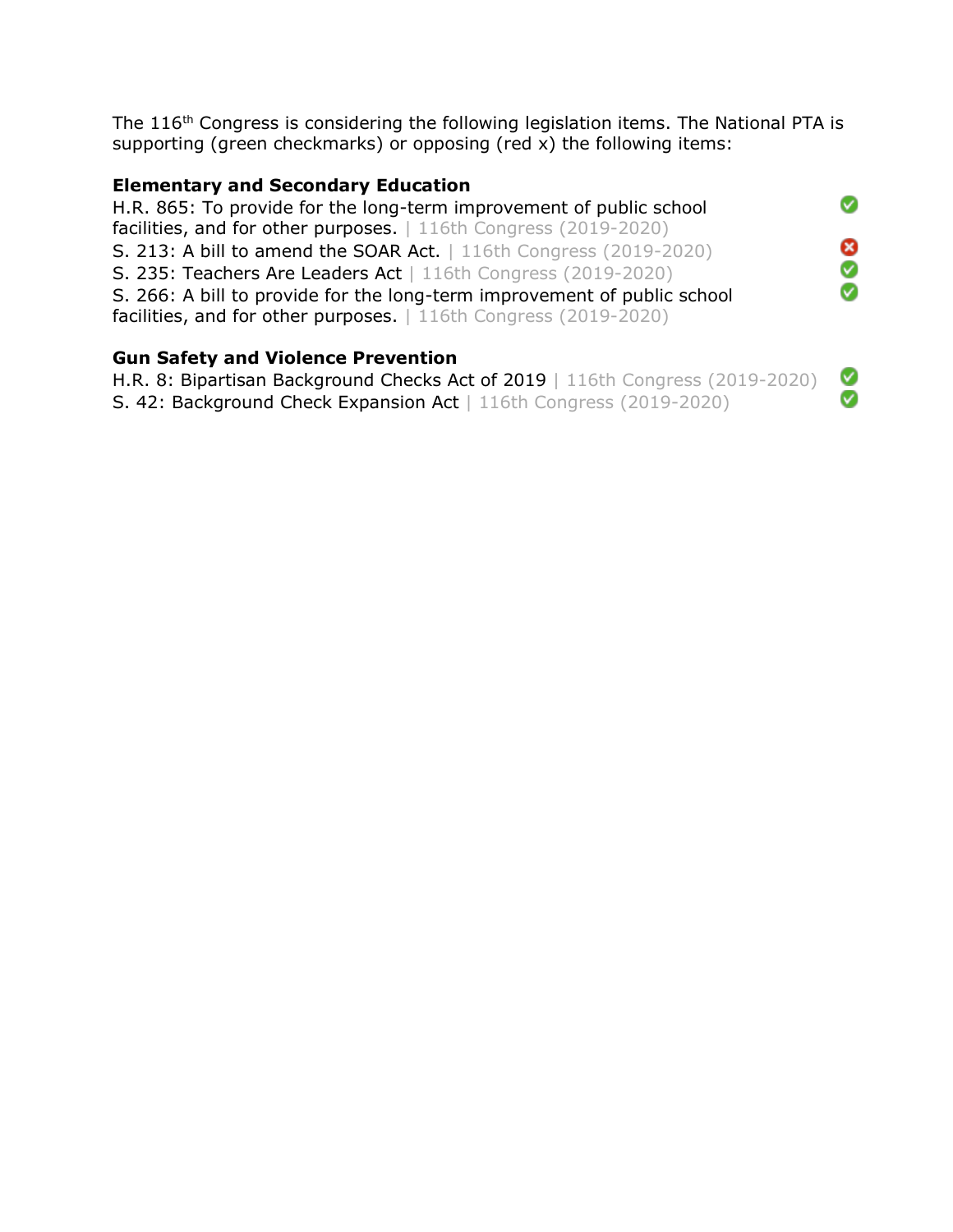The 116th Congress is considering the following legislation items. The National PTA is supporting (green checkmarks) or opposing (red x) the following items:

**Elementary and Secondary Education**

| | |
|---|---|
| H.R. 865: To provide for the long-term improvement of public school facilities, and for other purposes. \| 116th Congress (2019-2020) | ✅ |
| S. 213: A bill to amend the SOAR Act. \| 116th Congress (2019-2020) | ❌ |
| S. 235: Teachers Are Leaders Act \| 116th Congress (2019-2020) | ✅ |
| S. 266: A bill to provide for the long-term improvement of public school facilities, and for other purposes. \| 116th Congress (2019-2020) | ✅ |

**Gun Safety and Violence Prevention**

| | |
|---|---|
| H.R. 8: Bipartisan Background Checks Act of 2019 \| 116th Congress (2019-2020) | ✅ |
| S. 42: Background Check Expansion Act \| 116th Congress (2019-2020) | ✅ |